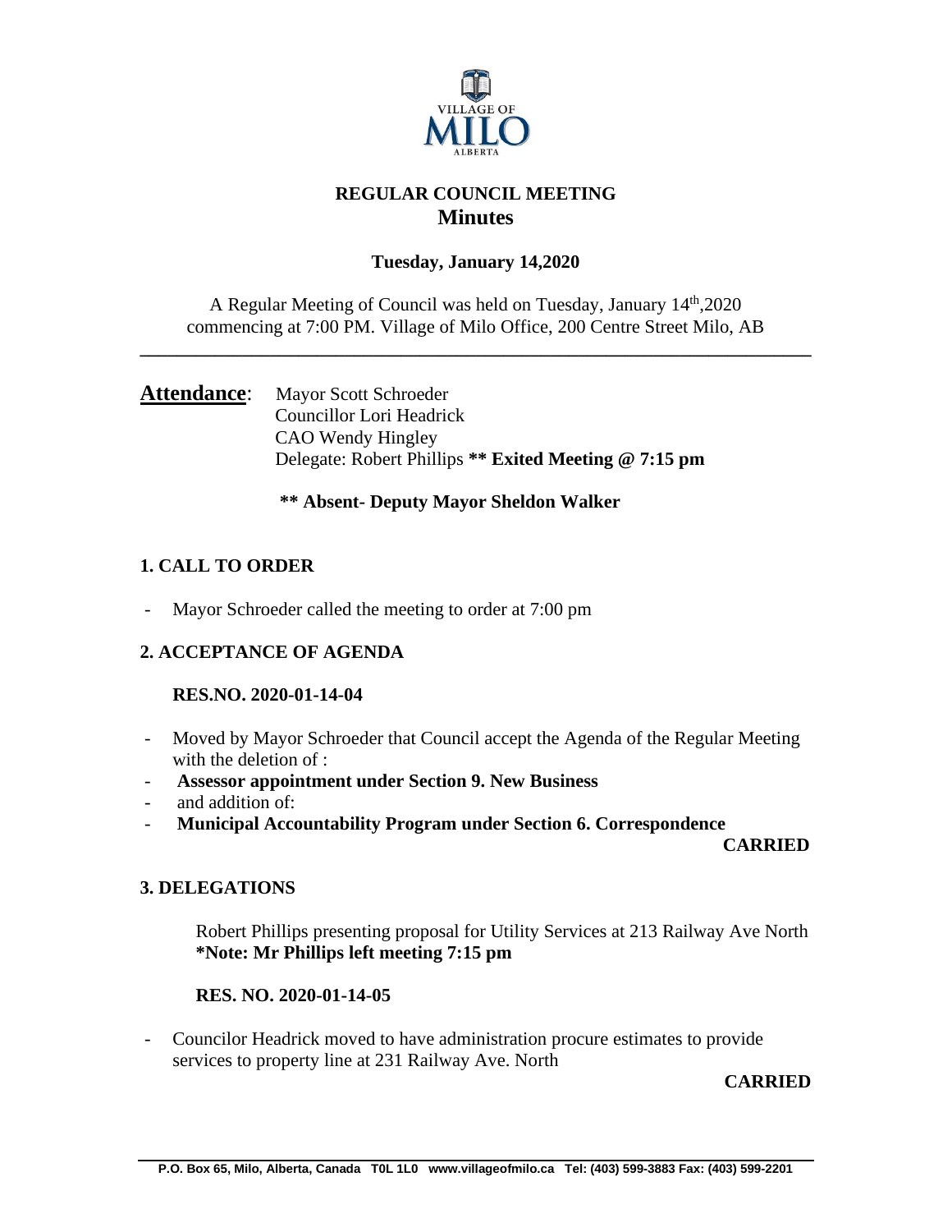# REGULAR COUNCIL MEETING
## Minutes

**Tuesday, January 14,2020**

A Regular Meeting of Council was held on Tuesday, January 14th,2020 commencing at 7:00 PM. Village of Milo Office, 200 Centre Street Milo, AB

---

**Attendance**: Mayor Scott Schroeder
Councillor Lori Headrick
CAO Wendy Hingley
Delegate: Robert Phillips **\*\* Exited Meeting @ 7:15 pm**

**\*\* Absent- Deputy Mayor Sheldon Walker**

### 1. CALL TO ORDER

- Mayor Schroeder called the meeting to order at 7:00 pm

### 2. ACCEPTANCE OF AGENDA

**RES.NO. 2020-01-14-04**

- Moved by Mayor Schroeder that Council accept the Agenda of the Regular Meeting with the deletion of :
- **Assessor appointment under Section 9. New Business**
- and addition of:
- **Municipal Accountability Program under Section 6. Correspondence**

**CARRIED**

### 3. DELEGATIONS

Robert Phillips presenting proposal for Utility Services at 213 Railway Ave North
**\*Note: Mr Phillips left meeting 7:15 pm**

**RES. NO. 2020-01-14-05**

- Councilor Headrick moved to have administration procure estimates to provide services to property line at 231 Railway Ave. North

**CARRIED**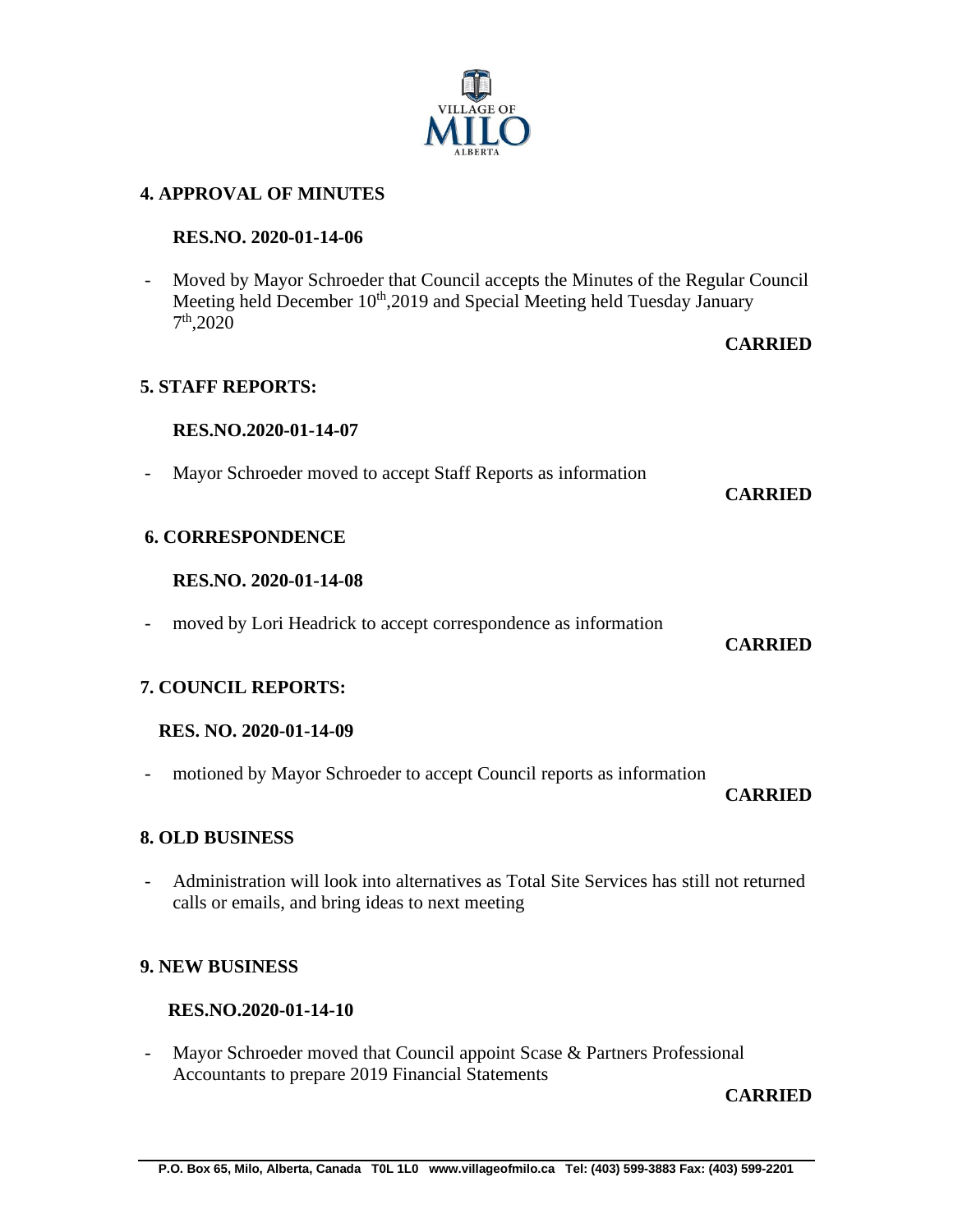## 4. APPROVAL OF MINUTES

**RES.NO. 2020-01-14-06**

- Moved by Mayor Schroeder that Council accepts the Minutes of the Regular Council Meeting held December 10th,2019 and Special Meeting held Tuesday January 7th,2020

**CARRIED**

## 5. STAFF REPORTS:

**RES.NO.2020-01-14-07**

- Mayor Schroeder moved to accept Staff Reports as information

**CARRIED**

## 6. CORRESPONDENCE

**RES.NO. 2020-01-14-08**

- moved by Lori Headrick to accept correspondence as information

**CARRIED**

## 7. COUNCIL REPORTS:

**RES. NO. 2020-01-14-09**

- motioned by Mayor Schroeder to accept Council reports as information

**CARRIED**

## 8. OLD BUSINESS

- Administration will look into alternatives as Total Site Services has still not returned calls or emails, and bring ideas to next meeting

## 9. NEW BUSINESS

**RES.NO.2020-01-14-10**

- Mayor Schroeder moved that Council appoint Scase & Partners Professional Accountants to prepare 2019 Financial Statements

**CARRIED**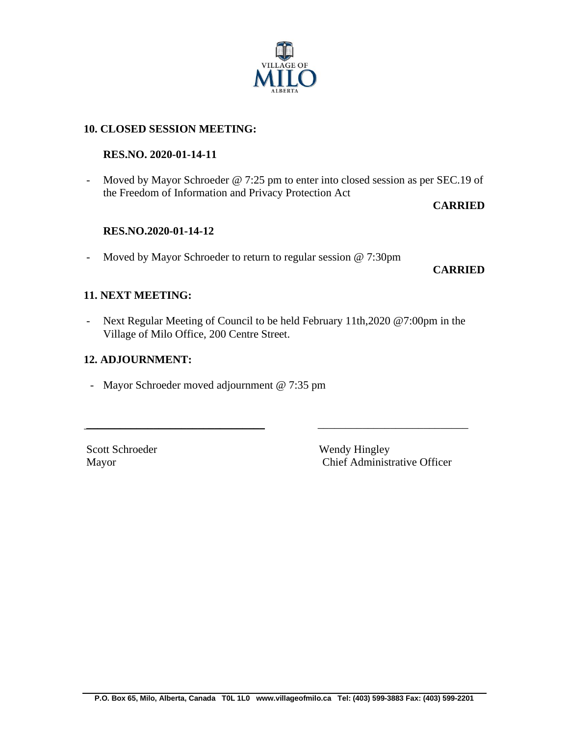## 10. CLOSED SESSION MEETING:

**RES.NO. 2020-01-14-11**

- Moved by Mayor Schroeder @ 7:25 pm to enter into closed session as per SEC.19 of the Freedom of Information and Privacy Protection Act

**CARRIED**

**RES.NO.2020-01-14-12**

- Moved by Mayor Schroeder to return to regular session @ 7:30pm

**CARRIED**

## 11. NEXT MEETING:

- Next Regular Meeting of Council to be held February 11th,2020 @7:00pm in the Village of Milo Office, 200 Centre Street.

## 12. ADJOURNMENT:

- Mayor Schroeder moved adjournment @ 7:35 pm

_______________________________ _______________________________

Scott Schroeder
Mayor

Wendy Hingley
Chief Administrative Officer